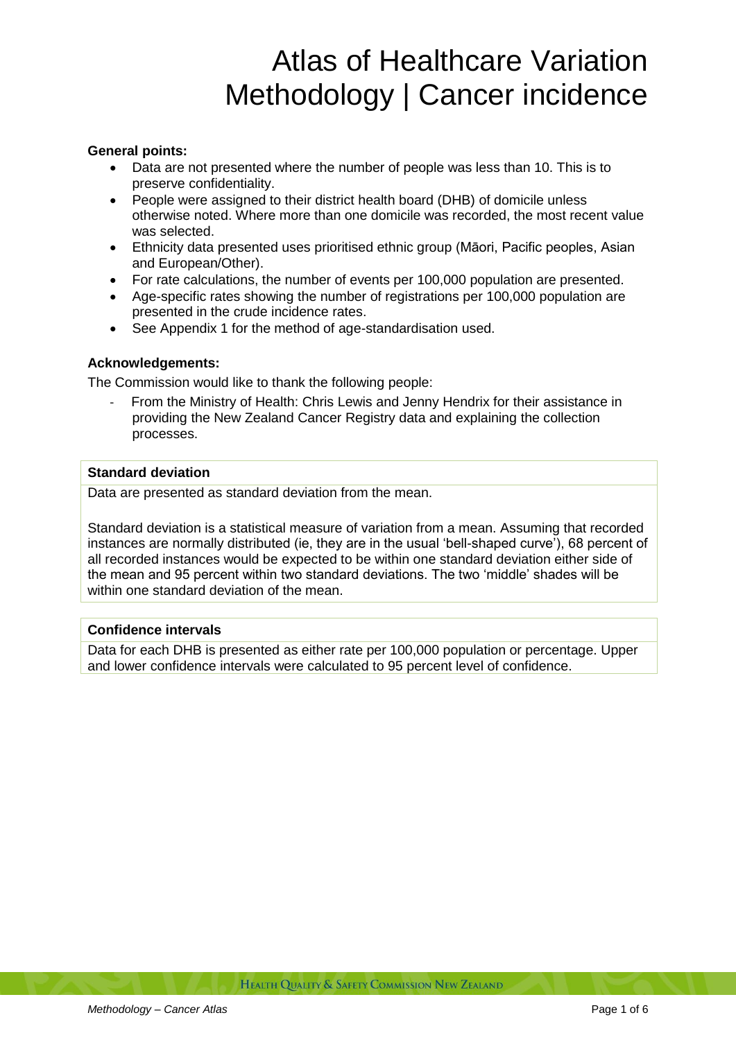# Atlas of Healthcare Variation Methodology | Cancer incidence

**General points:**

- Data are not presented where the number of people was less than 10. This is to preserve confidentiality.
- People were assigned to their district health board (DHB) of domicile unless otherwise noted. Where more than one domicile was recorded, the most recent value was selected.
- Ethnicity data presented uses prioritised ethnic group (Māori, Pacific peoples, Asian and European/Other).
- For rate calculations, the number of events per 100,000 population are presented.
- Age-specific rates showing the number of registrations per 100,000 population are presented in the crude incidence rates.
- See Appendix 1 for the method of age-standardisation used.

**Acknowledgements:**

The Commission would like to thank the following people:

- From the Ministry of Health: Chris Lewis and Jenny Hendrix for their assistance in providing the New Zealand Cancer Registry data and explaining the collection processes.

**Standard deviation**

Data are presented as standard deviation from the mean.

Standard deviation is a statistical measure of variation from a mean. Assuming that recorded instances are normally distributed (ie, they are in the usual 'bell-shaped curve'), 68 percent of all recorded instances would be expected to be within one standard deviation either side of the mean and 95 percent within two standard deviations. The two 'middle' shades will be within one standard deviation of the mean.

**Confidence intervals**

Data for each DHB is presented as either rate per 100,000 population or percentage. Upper and lower confidence intervals were calculated to 95 percent level of confidence.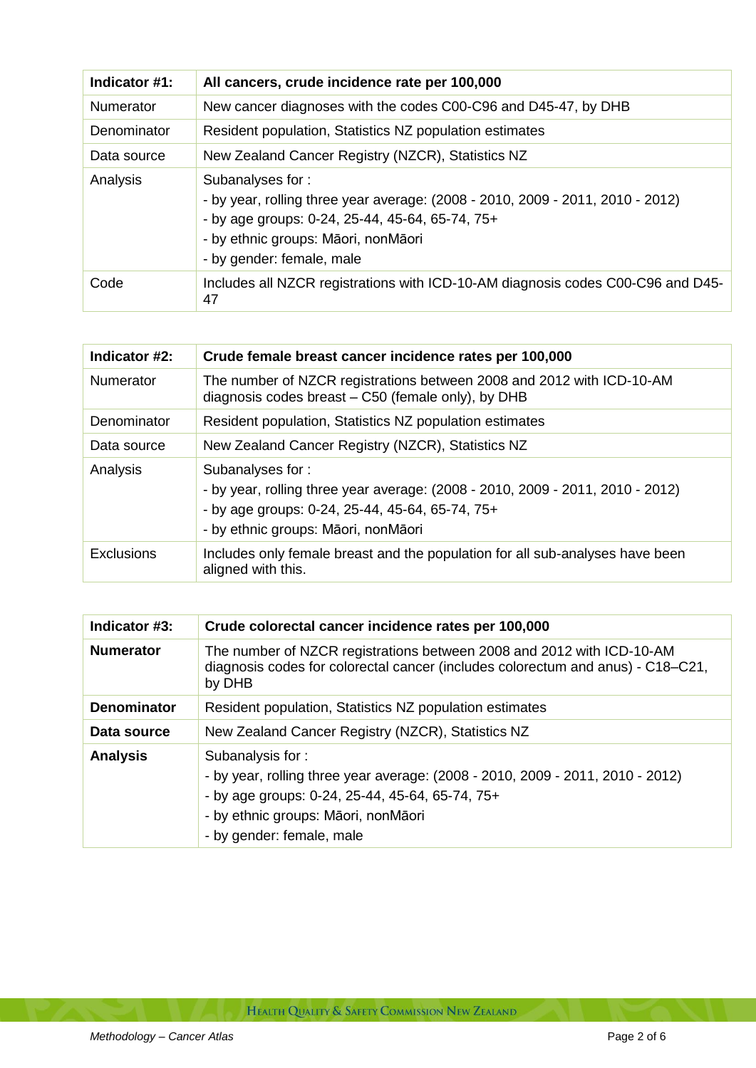| Indicator #1: | All cancers, crude incidence rate per 100,000 |
|---|---|
| Numerator | New cancer diagnoses with the codes C00-C96 and D45-47, by DHB |
| Denominator | Resident population, Statistics NZ population estimates |
| Data source | New Zealand Cancer Registry (NZCR), Statistics NZ |
| Analysis | Subanalyses for :<br>- by year, rolling three year average: (2008 - 2010, 2009 - 2011, 2010 - 2012)<br>- by age groups: 0-24, 25-44, 45-64, 65-74, 75+<br>- by ethnic groups: Māori, nonMāori<br>- by gender: female, male |
| Code | Includes all NZCR registrations with ICD-10-AM diagnosis codes C00-C96 and D45-47 |

| Indicator #2: | Crude female breast cancer incidence rates per 100,000 |
|---|---|
| Numerator | The number of NZCR registrations between 2008 and 2012 with ICD-10-AM diagnosis codes breast – C50 (female only), by DHB |
| Denominator | Resident population, Statistics NZ population estimates |
| Data source | New Zealand Cancer Registry (NZCR), Statistics NZ |
| Analysis | Subanalyses for :<br>- by year, rolling three year average: (2008 - 2010, 2009 - 2011, 2010 - 2012)<br>- by age groups: 0-24, 25-44, 45-64, 65-74, 75+<br>- by ethnic groups: Māori, nonMāori |
| Exclusions | Includes only female breast and the population for all sub-analyses have been aligned with this. |

| Indicator #3: | Crude colorectal cancer incidence rates per 100,000 |
|---|---|
| **Numerator** | The number of NZCR registrations between 2008 and 2012 with ICD-10-AM diagnosis codes for colorectal cancer (includes colorectum and anus) - C18–C21, by DHB |
| **Denominator** | Resident population, Statistics NZ population estimates |
| **Data source** | New Zealand Cancer Registry (NZCR), Statistics NZ |
| **Analysis** | Subanalysis for :<br>- by year, rolling three year average: (2008 - 2010, 2009 - 2011, 2010 - 2012)<br>- by age groups: 0-24, 25-44, 45-64, 65-74, 75+<br>- by ethnic groups: Māori, nonMāori<br>- by gender: female, male |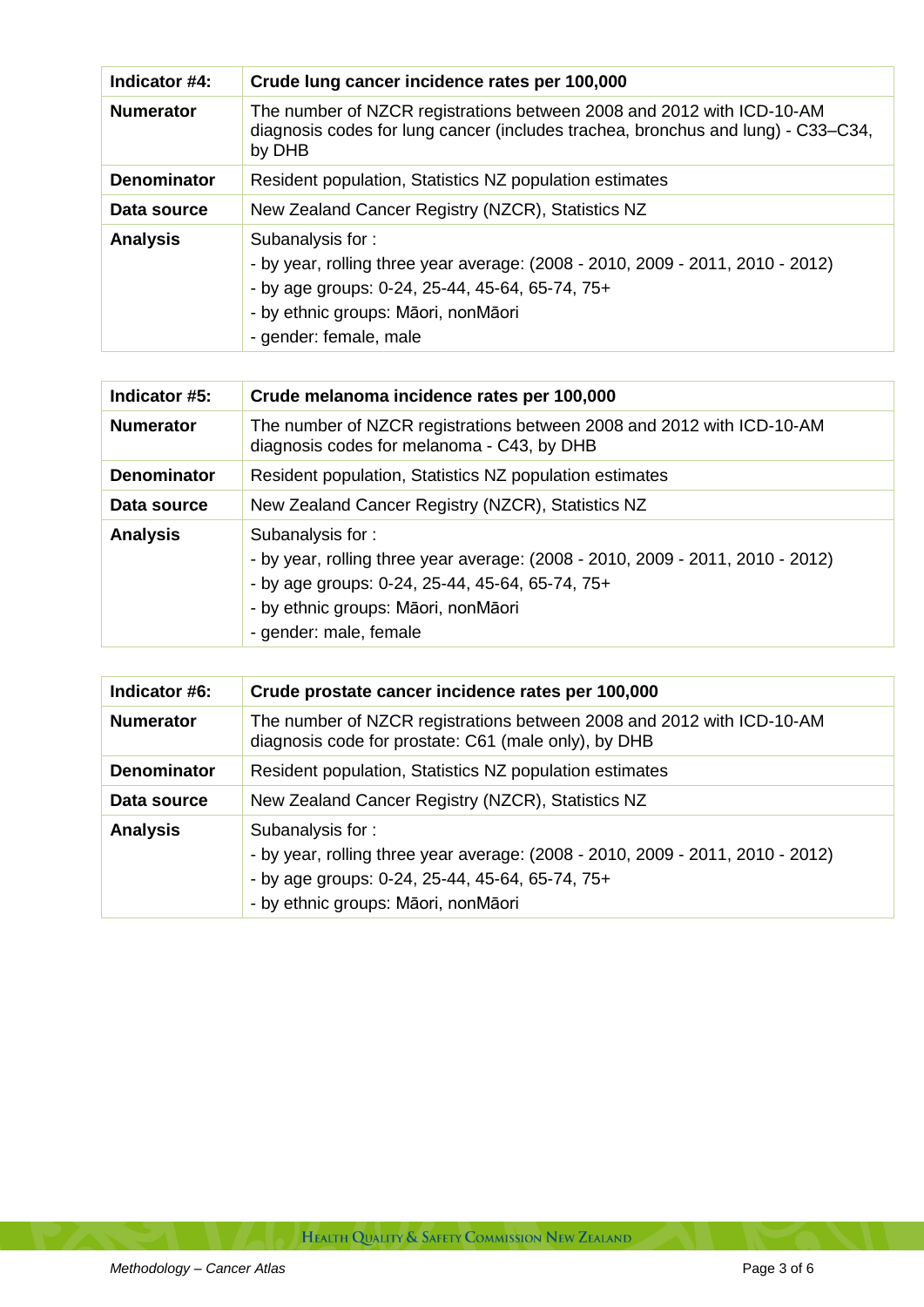| Indicator #4: | Crude lung cancer incidence rates per 100,000 |
|---|---|
| **Numerator** | The number of NZCR registrations between 2008 and 2012 with ICD-10-AM diagnosis codes for lung cancer (includes trachea, bronchus and lung) - C33–C34, by DHB |
| **Denominator** | Resident population, Statistics NZ population estimates |
| **Data source** | New Zealand Cancer Registry (NZCR), Statistics NZ |
| **Analysis** | Subanalysis for :<br>- by year, rolling three year average: (2008 - 2010, 2009 - 2011, 2010 - 2012)<br>- by age groups: 0-24, 25-44, 45-64, 65-74, 75+<br>- by ethnic groups: Māori, nonMāori<br>- gender: female, male |

| Indicator #5: | Crude melanoma incidence rates per 100,000 |
|---|---|
| **Numerator** | The number of NZCR registrations between 2008 and 2012 with ICD-10-AM diagnosis codes for melanoma - C43, by DHB |
| **Denominator** | Resident population, Statistics NZ population estimates |
| **Data source** | New Zealand Cancer Registry (NZCR), Statistics NZ |
| **Analysis** | Subanalysis for :<br>- by year, rolling three year average: (2008 - 2010, 2009 - 2011, 2010 - 2012)<br>- by age groups: 0-24, 25-44, 45-64, 65-74, 75+<br>- by ethnic groups: Māori, nonMāori<br>- gender: male, female |

| Indicator #6: | Crude prostate cancer incidence rates per 100,000 |
|---|---|
| **Numerator** | The number of NZCR registrations between 2008 and 2012 with ICD-10-AM diagnosis code for prostate: C61 (male only), by DHB |
| **Denominator** | Resident population, Statistics NZ population estimates |
| **Data source** | New Zealand Cancer Registry (NZCR), Statistics NZ |
| **Analysis** | Subanalysis for :<br>- by year, rolling three year average: (2008 - 2010, 2009 - 2011, 2010 - 2012)<br>- by age groups: 0-24, 25-44, 45-64, 65-74, 75+<br>- by ethnic groups: Māori, nonMāori |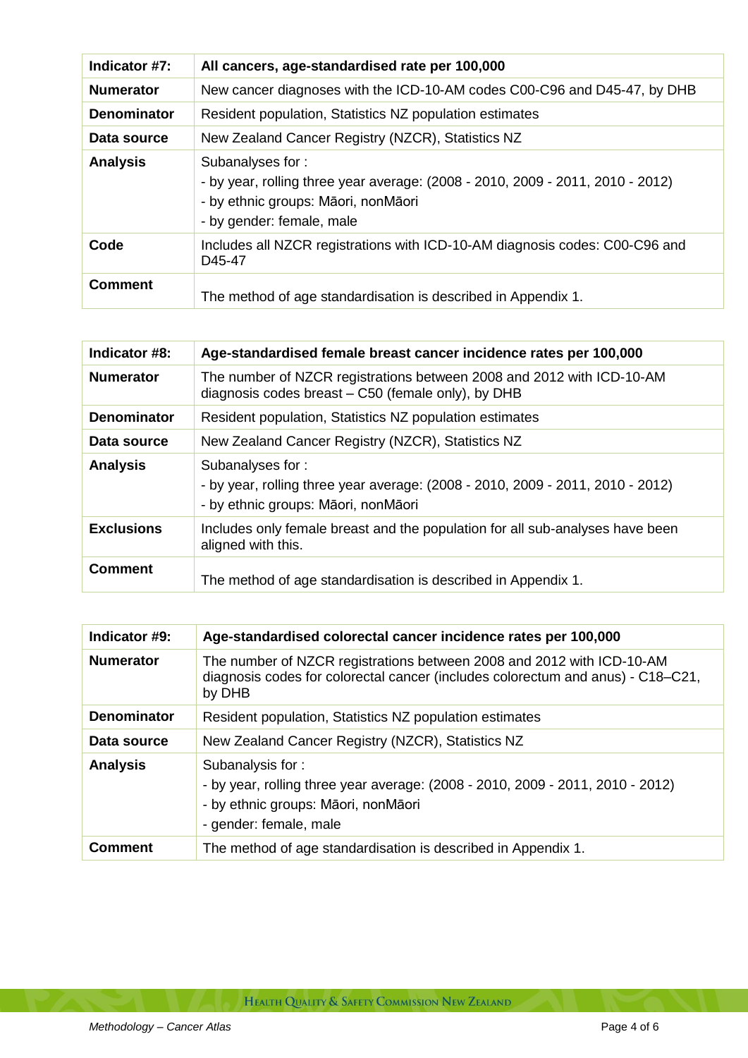| Indicator #7: | All cancers, age-standardised rate per 100,000 |
|---|---|
| Numerator | New cancer diagnoses with the ICD-10-AM codes C00-C96 and D45-47, by DHB |
| Denominator | Resident population, Statistics NZ population estimates |
| Data source | New Zealand Cancer Registry (NZCR), Statistics NZ |
| Analysis | Subanalyses for :<br>- by year, rolling three year average: (2008 - 2010, 2009 - 2011, 2010 - 2012)<br>- by ethnic groups: Māori, nonMāori<br>- by gender: female, male |
| Code | Includes all NZCR registrations with ICD-10-AM diagnosis codes: C00-C96 and D45-47 |
| Comment | The method of age standardisation is described in Appendix 1. |

| Indicator #8: | Age-standardised female breast cancer incidence rates per 100,000 |
|---|---|
| Numerator | The number of NZCR registrations between 2008 and 2012 with ICD-10-AM diagnosis codes breast – C50 (female only), by DHB |
| Denominator | Resident population, Statistics NZ population estimates |
| Data source | New Zealand Cancer Registry (NZCR), Statistics NZ |
| Analysis | Subanalyses for :<br>- by year, rolling three year average: (2008 - 2010, 2009 - 2011, 2010 - 2012)<br>- by ethnic groups: Māori, nonMāori |
| Exclusions | Includes only female breast and the population for all sub-analyses have been aligned with this. |
| Comment | The method of age standardisation is described in Appendix 1. |

| Indicator #9: | Age-standardised colorectal cancer incidence rates per 100,000 |
|---|---|
| Numerator | The number of NZCR registrations between 2008 and 2012 with ICD-10-AM diagnosis codes for colorectal cancer (includes colorectum and anus) - C18–C21, by DHB |
| Denominator | Resident population, Statistics NZ population estimates |
| Data source | New Zealand Cancer Registry (NZCR), Statistics NZ |
| Analysis | Subanalysis for :<br>- by year, rolling three year average: (2008 - 2010, 2009 - 2011, 2010 - 2012)<br>- by ethnic groups: Māori, nonMāori<br>- gender: female, male |
| Comment | The method of age standardisation is described in Appendix 1. |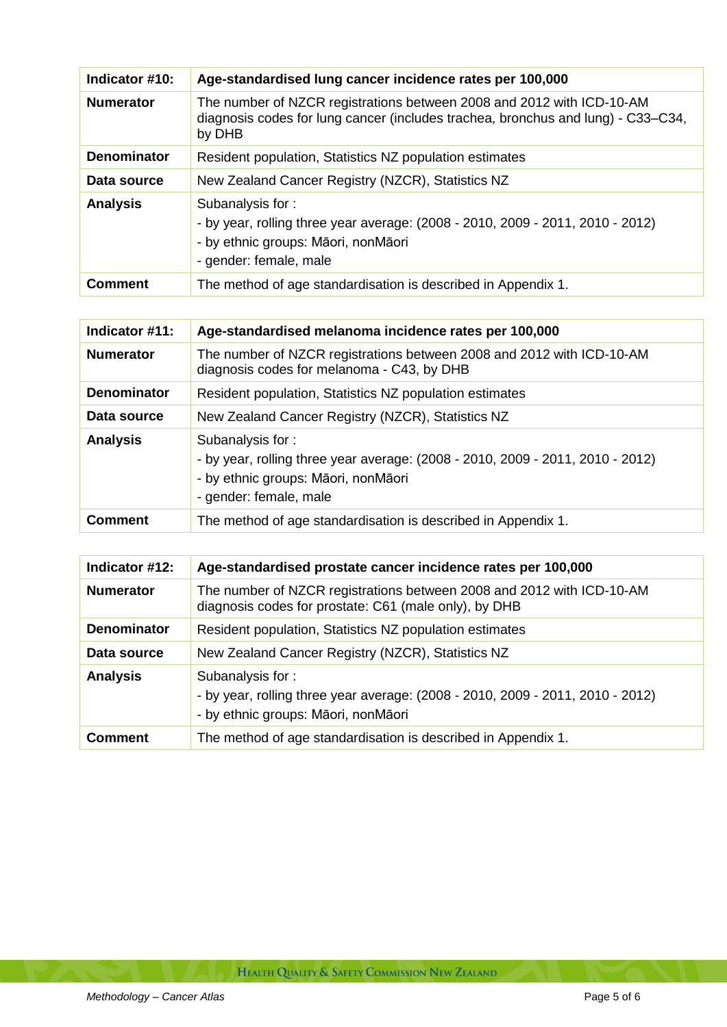| Indicator #10: | Age-standardised lung cancer incidence rates per 100,000 |
|---|---|
| **Numerator** | The number of NZCR registrations between 2008 and 2012 with ICD-10-AM diagnosis codes for lung cancer (includes trachea, bronchus and lung) - C33–C34, by DHB |
| **Denominator** | Resident population, Statistics NZ population estimates |
| **Data source** | New Zealand Cancer Registry (NZCR), Statistics NZ |
| **Analysis** | Subanalysis for :<br>- by year, rolling three year average: (2008 - 2010, 2009 - 2011, 2010 - 2012)<br>- by ethnic groups: Māori, nonMāori<br>- gender: female, male |
| **Comment** | The method of age standardisation is described in Appendix 1. |

| Indicator #11: | Age-standardised melanoma incidence rates per 100,000 |
|---|---|
| **Numerator** | The number of NZCR registrations between 2008 and 2012 with ICD-10-AM diagnosis codes for melanoma - C43, by DHB |
| **Denominator** | Resident population, Statistics NZ population estimates |
| **Data source** | New Zealand Cancer Registry (NZCR), Statistics NZ |
| **Analysis** | Subanalysis for :<br>- by year, rolling three year average: (2008 - 2010, 2009 - 2011, 2010 - 2012)<br>- by ethnic groups: Māori, nonMāori<br>- gender: female, male |
| **Comment** | The method of age standardisation is described in Appendix 1. |

| Indicator #12: | Age-standardised prostate cancer incidence rates per 100,000 |
|---|---|
| **Numerator** | The number of NZCR registrations between 2008 and 2012 with ICD-10-AM diagnosis codes for prostate: C61 (male only), by DHB |
| **Denominator** | Resident population, Statistics NZ population estimates |
| **Data source** | New Zealand Cancer Registry (NZCR), Statistics NZ |
| **Analysis** | Subanalysis for :<br>- by year, rolling three year average: (2008 - 2010, 2009 - 2011, 2010 - 2012)<br>- by ethnic groups: Māori, nonMāori |
| **Comment** | The method of age standardisation is described in Appendix 1. |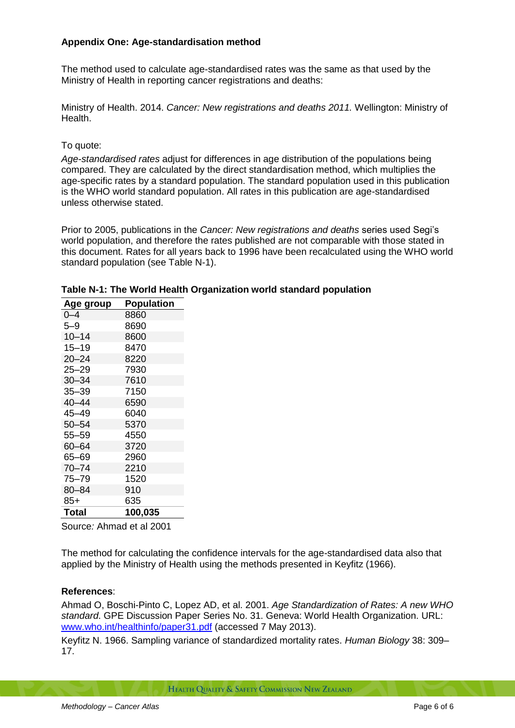**Appendix One: Age-standardisation method**

The method used to calculate age-standardised rates was the same as that used by the Ministry of Health in reporting cancer registrations and deaths:

Ministry of Health. 2014. *Cancer: New registrations and deaths 2011.* Wellington: Ministry of Health.

To quote:

*Age-standardised rates* adjust for differences in age distribution of the populations being compared. They are calculated by the direct standardisation method, which multiplies the age-specific rates by a standard population. The standard population used in this publication is the WHO world standard population. All rates in this publication are age-standardised unless otherwise stated.

Prior to 2005, publications in the *Cancer: New registrations and deaths* series used Segi's world population, and therefore the rates published are not comparable with those stated in this document. Rates for all years back to 1996 have been recalculated using the WHO world standard population (see Table N-1).

**Table N-1: The World Health Organization world standard population**

| Age group | Population |
|---|---|
| 0–4 | 8860 |
| 5–9 | 8690 |
| 10–14 | 8600 |
| 15–19 | 8470 |
| 20–24 | 8220 |
| 25–29 | 7930 |
| 30–34 | 7610 |
| 35–39 | 7150 |
| 40–44 | 6590 |
| 45–49 | 6040 |
| 50–54 | 5370 |
| 55–59 | 4550 |
| 60–64 | 3720 |
| 65–69 | 2960 |
| 70–74 | 2210 |
| 75–79 | 1520 |
| 80–84 | 910 |
| 85+ | 635 |
| **Total** | **100,035** |

Source*:* Ahmad et al 2001

The method for calculating the confidence intervals for the age-standardised data also that applied by the Ministry of Health using the methods presented in Keyfitz (1966).

**References**:

Ahmad O, Boschi-Pinto C, Lopez AD, et al. 2001. *Age Standardization of Rates: A new WHO standard*. GPE Discussion Paper Series No. 31. Geneva: World Health Organization. URL: www.who.int/healthinfo/paper31.pdf (accessed 7 May 2013).

Keyfitz N. 1966. Sampling variance of standardized mortality rates. *Human Biology* 38: 309–17.